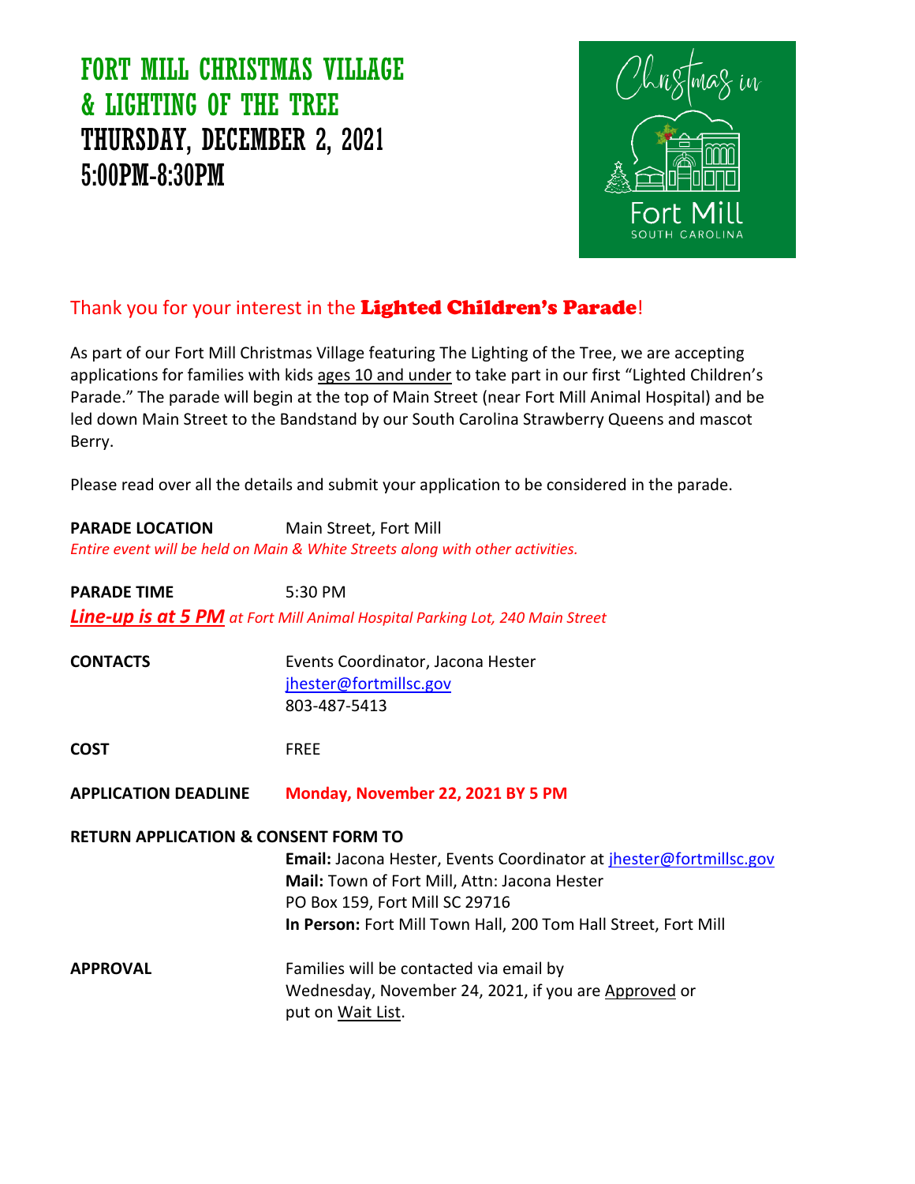# FORT MILL CHRISTMAS VILLAGE & LIGHTING OF THE TREE
# THURSDAY, DECEMBER 2, 2021
# 5:00PM-8:30PM

Christmas in Fort Mill SOUTH CAROLINA

## Thank you for your interest in the **Lighted Children's Parade**!

As part of our Fort Mill Christmas Village featuring The Lighting of the Tree, we are accepting applications for families with kids ages 10 and under to take part in our first "Lighted Children's Parade." The parade will begin at the top of Main Street (near Fort Mill Animal Hospital) and be led down Main Street to the Bandstand by our South Carolina Strawberry Queens and mascot Berry.

Please read over all the details and submit your application to be considered in the parade.

**PARADE LOCATION** Main Street, Fort Mill

*Entire event will be held on Main & White Streets along with other activities.*

**PARADE TIME** 5:30 PM

***Line-up is at 5 PM*** *at Fort Mill Animal Hospital Parking Lot, 240 Main Street*

**CONTACTS** Events Coordinator, Jacona Hester
jhester@fortmillsc.gov
803-487-5413

**COST** FREE

**APPLICATION DEADLINE** **Monday, November 22, 2021 BY 5 PM**

**RETURN APPLICATION & CONSENT FORM TO**

**Email:** Jacona Hester, Events Coordinator at jhester@fortmillsc.gov
**Mail:** Town of Fort Mill, Attn: Jacona Hester
PO Box 159, Fort Mill SC 29716
**In Person:** Fort Mill Town Hall, 200 Tom Hall Street, Fort Mill

**APPROVAL** Families will be contacted via email by Wednesday, November 24, 2021, if you are Approved or put on Wait List.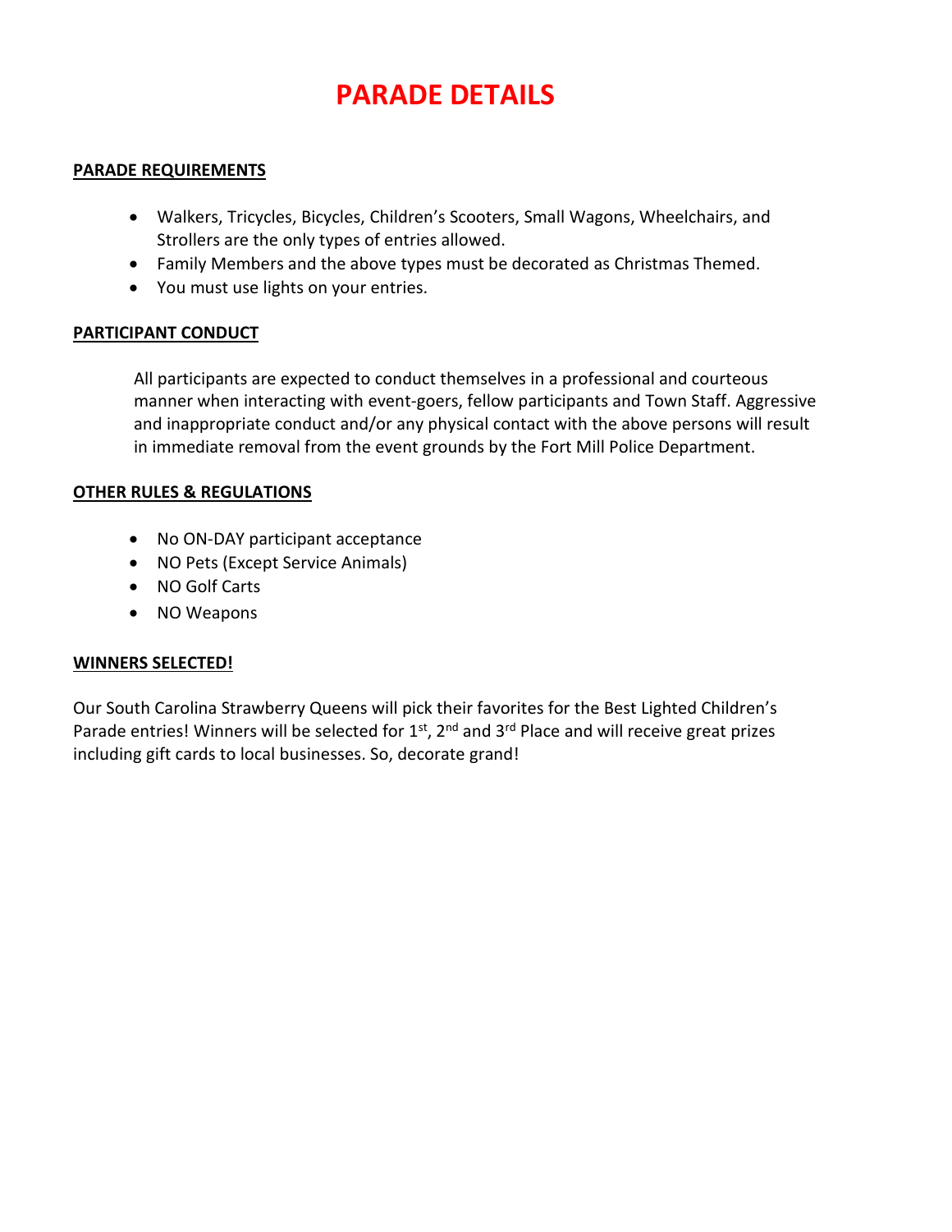# PARADE DETAILS

**PARADE REQUIREMENTS**

- Walkers, Tricycles, Bicycles, Children's Scooters, Small Wagons, Wheelchairs, and Strollers are the only types of entries allowed.
- Family Members and the above types must be decorated as Christmas Themed.
- You must use lights on your entries.

**PARTICIPANT CONDUCT**

All participants are expected to conduct themselves in a professional and courteous manner when interacting with event-goers, fellow participants and Town Staff. Aggressive and inappropriate conduct and/or any physical contact with the above persons will result in immediate removal from the event grounds by the Fort Mill Police Department.

**OTHER RULES & REGULATIONS**

- No ON-DAY participant acceptance
- NO Pets (Except Service Animals)
- NO Golf Carts
- NO Weapons

**WINNERS SELECTED!**

Our South Carolina Strawberry Queens will pick their favorites for the Best Lighted Children's Parade entries! Winners will be selected for 1st, 2nd and 3rd Place and will receive great prizes including gift cards to local businesses. So, decorate grand!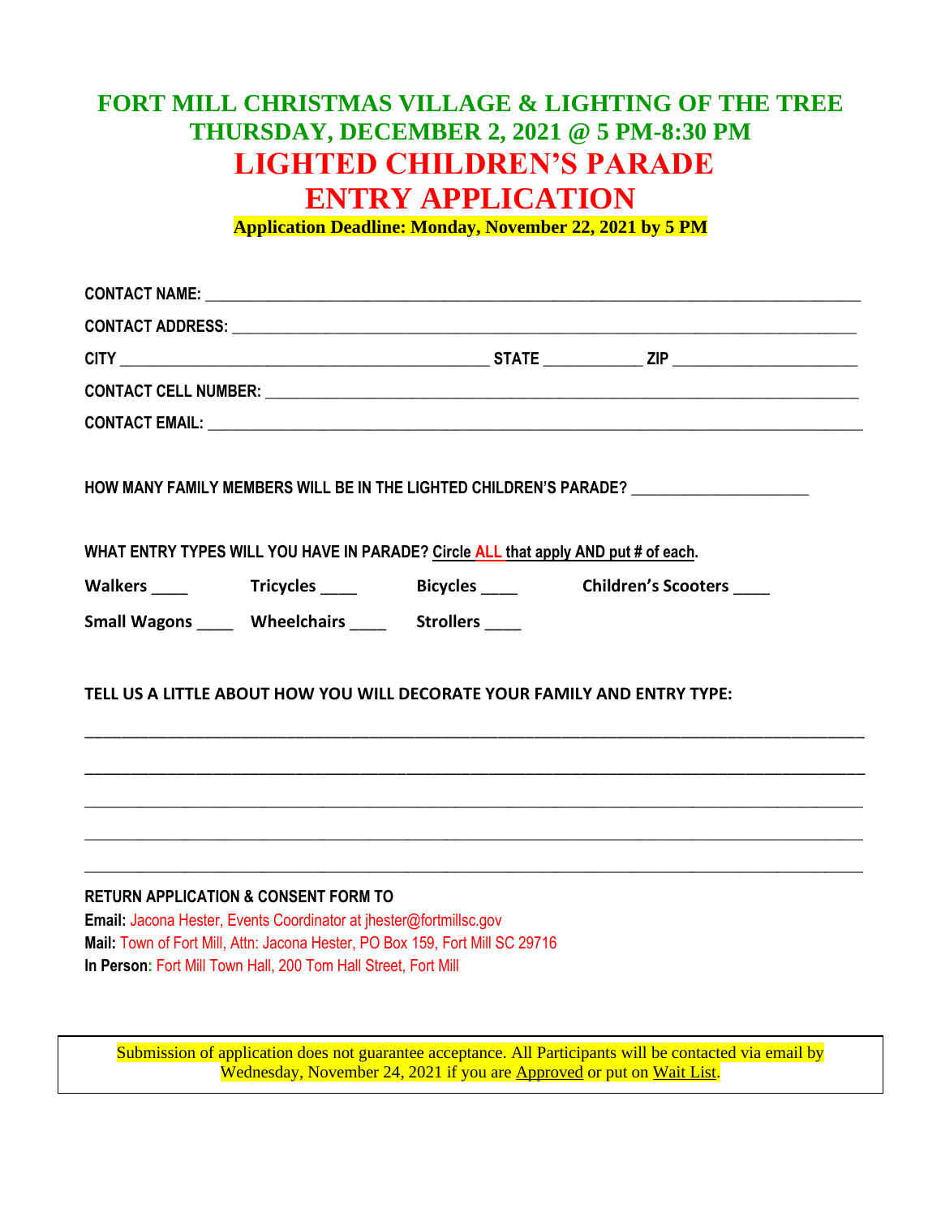# FORT MILL CHRISTMAS VILLAGE & LIGHTING OF THE TREE
## THURSDAY, DECEMBER 2, 2021 @ 5 PM-8:30 PM
# LIGHTED CHILDREN'S PARADE
# ENTRY APPLICATION

**Application Deadline: Monday, November 22, 2021 by 5 PM**

**CONTACT NAME:** ____________________________________________________________________________

**CONTACT ADDRESS:** __________________________________________________________________________

**CITY** ________________________________________ **STATE** __________ **ZIP** ____________________

**CONTACT CELL NUMBER:** ______________________________________________________________________

**CONTACT EMAIL:** ____________________________________________________________________________

**HOW MANY FAMILY MEMBERS WILL BE IN THE LIGHTED CHILDREN'S PARADE?** ____________________

**WHAT ENTRY TYPES WILL YOU HAVE IN PARADE? Circle ALL that apply AND put # of each.**

**Walkers** ____ **Tricycles** ____ **Bicycles** ____ **Children's Scooters** ____

**Small Wagons** ____ **Wheelchairs** ____ **Strollers** ____

**TELL US A LITTLE ABOUT HOW YOU WILL DECORATE YOUR FAMILY AND ENTRY TYPE:**

______________________________________________________________________________________________

______________________________________________________________________________________________

______________________________________________________________________________________________

______________________________________________________________________________________________

______________________________________________________________________________________________

**RETURN APPLICATION & CONSENT FORM TO**

**Email:** Jacona Hester, Events Coordinator at jhester@fortmillsc.gov

**Mail:** Town of Fort Mill, Attn: Jacona Hester, PO Box 159, Fort Mill SC 29716

**In Person:** Fort Mill Town Hall, 200 Tom Hall Street, Fort Mill

Submission of application does not guarantee acceptance. All Participants will be contacted via email by Wednesday, November 24, 2021 if you are Approved or put on Wait List.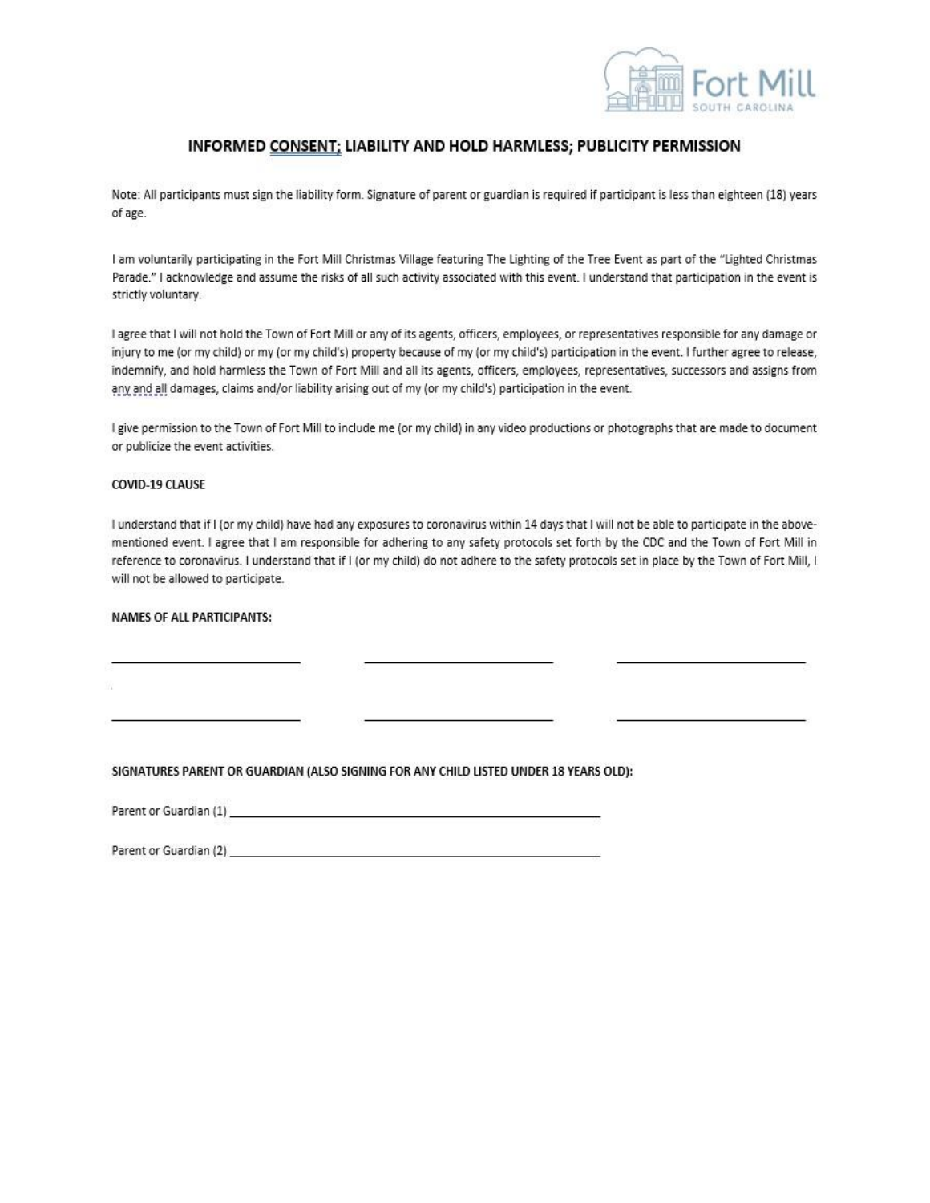Fort Mill
SOUTH CAROLINA

# INFORMED CONSENT; LIABILITY AND HOLD HARMLESS; PUBLICITY PERMISSION

Note: All participants must sign the liability form. Signature of parent or guardian is required if participant is less than eighteen (18) years of age.

I am voluntarily participating in the Fort Mill Christmas Village featuring The Lighting of the Tree Event as part of the "Lighted Christmas Parade." I acknowledge and assume the risks of all such activity associated with this event. I understand that participation in the event is strictly voluntary.

I agree that I will not hold the Town of Fort Mill or any of its agents, officers, employees, or representatives responsible for any damage or injury to me (or my child) or my (or my child's) property because of my (or my child's) participation in the event. I further agree to release, indemnify, and hold harmless the Town of Fort Mill and all its agents, officers, employees, representatives, successors and assigns from any and all damages, claims and/or liability arising out of my (or my child's) participation in the event.

I give permission to the Town of Fort Mill to include me (or my child) in any video productions or photographs that are made to document or publicize the event activities.

**COVID-19 CLAUSE**

I understand that if I (or my child) have had any exposures to coronavirus within 14 days that I will not be able to participate in the above-mentioned event. I agree that I am responsible for adhering to any safety protocols set forth by the CDC and the Town of Fort Mill in reference to coronavirus. I understand that if I (or my child) do not adhere to the safety protocols set in place by the Town of Fort Mill, I will not be allowed to participate.

**NAMES OF ALL PARTICIPANTS:**

| | | |
|---|---|---|
| ____________________ | ____________________ | ____________________ |
| ____________________ | ____________________ | ____________________ |

**SIGNATURES PARENT OR GUARDIAN (ALSO SIGNING FOR ANY CHILD LISTED UNDER 18 YEARS OLD):**

Parent or Guardian (1) ______________________________________________

Parent or Guardian (2) ______________________________________________